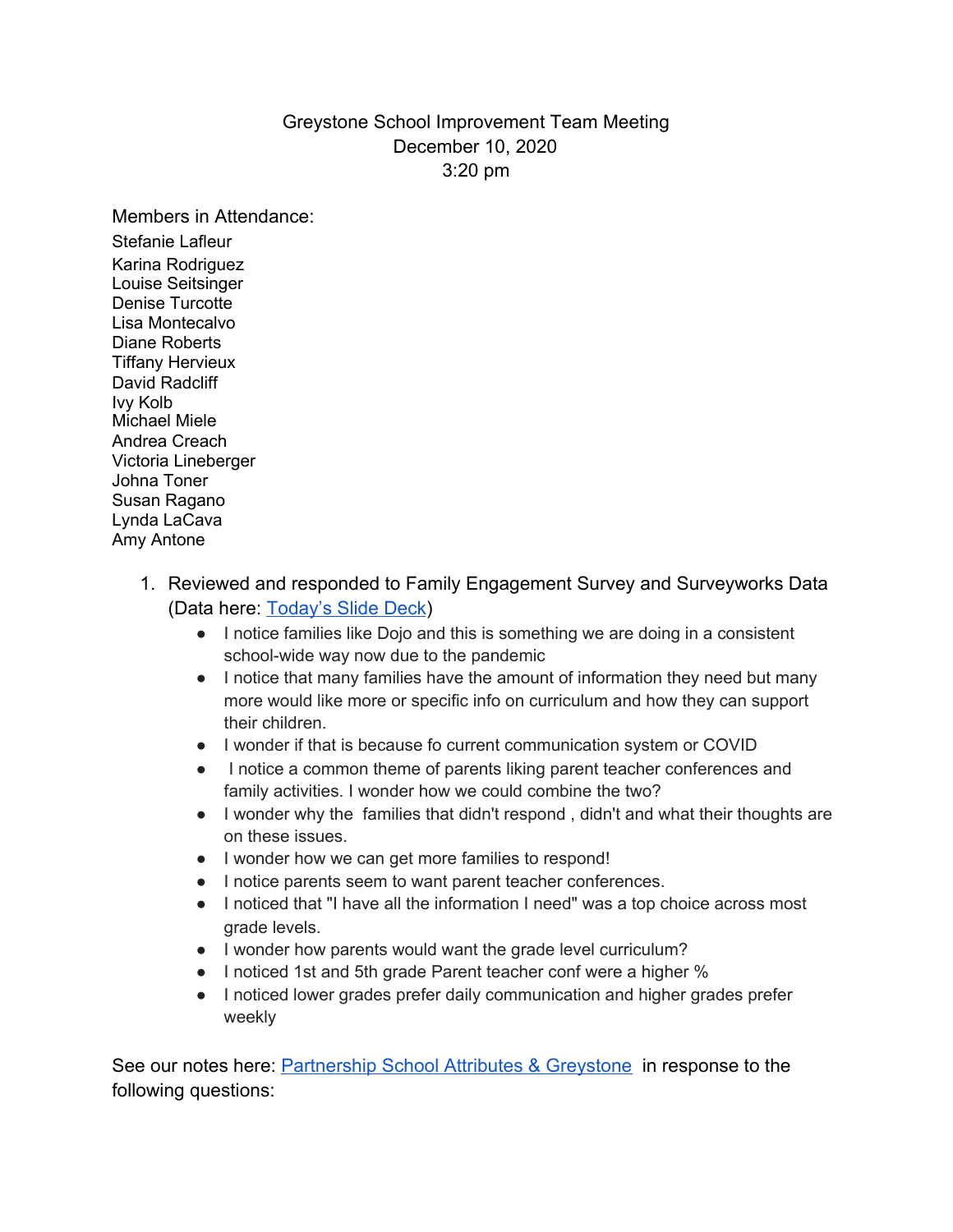Greystone School Improvement Team Meeting
December 10, 2020
3:20 pm

Members in Attendance:

Stefanie Lafleur
Karina Rodriguez
Louise Seitsinger
Denise Turcotte
Lisa Montecalvo
Diane Roberts
Tiffany Hervieux
David Radcliff
Ivy Kolb
Michael Miele
Andrea Creach
Victoria Lineberger
Johna Toner
Susan Ragano
Lynda LaCava
Amy Antone

1. Reviewed and responded to Family Engagement Survey and Surveyworks Data (Data here: [Today's Slide Deck]())
   - I notice families like Dojo and this is something we are doing in a consistent school-wide way now due to the pandemic
   - I notice that many families have the amount of information they need but many more would like more or specific info on curriculum and how they can support their children.
   - I wonder if that is because fo current communication system or COVID
   - I notice a common theme of parents liking parent teacher conferences and family activities. I wonder how we could combine the two?
   - I wonder why the families that didn't respond , didn't and what their thoughts are on these issues.
   - I wonder how we can get more families to respond!
   - I notice parents seem to want parent teacher conferences.
   - I noticed that "I have all the information I need" was a top choice across most grade levels.
   - I wonder how parents would want the grade level curriculum?
   - I noticed 1st and 5th grade Parent teacher conf were a higher %
   - I noticed lower grades prefer daily communication and higher grades prefer weekly

See our notes here: [Partnership School Attributes & Greystone]() in response to the following questions: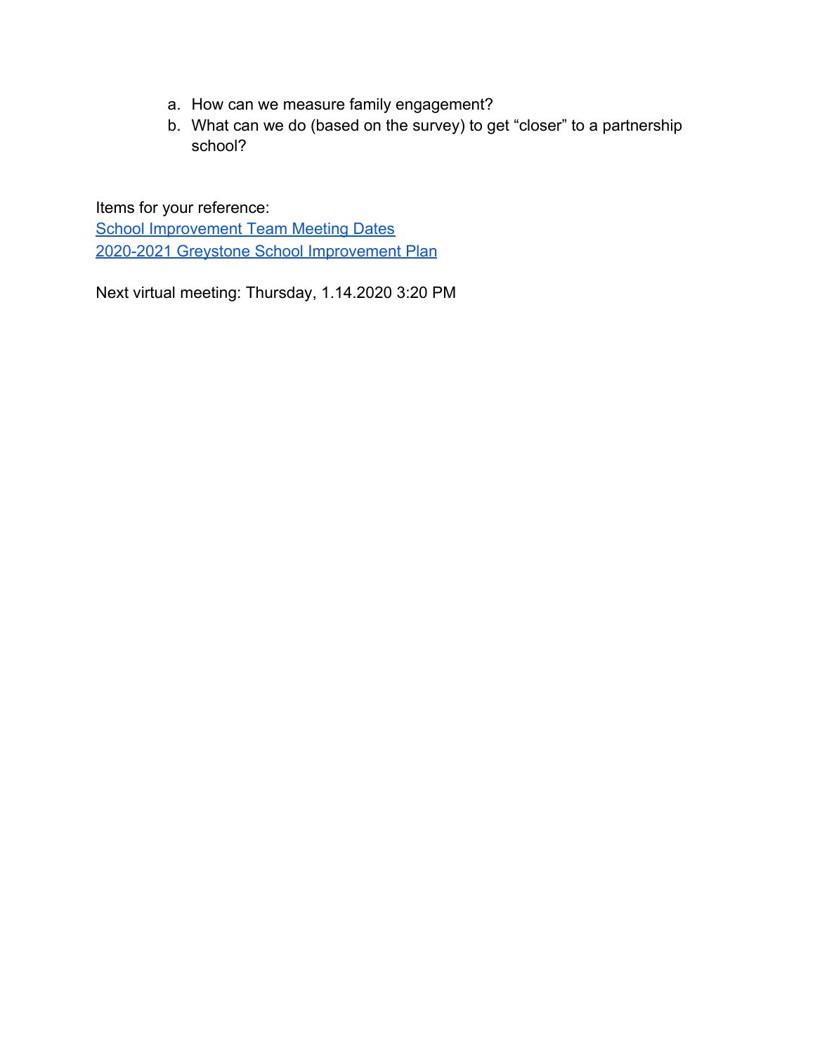a. How can we measure family engagement?
b. What can we do (based on the survey) to get "closer" to a partnership school?

Items for your reference:
School Improvement Team Meeting Dates
2020-2021 Greystone School Improvement Plan

Next virtual meeting: Thursday, 1.14.2020 3:20 PM